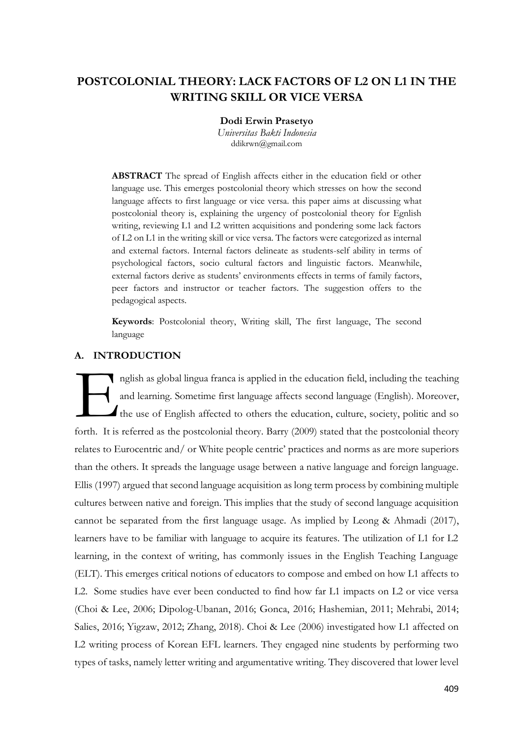# POSTCOLONIAL THEORY: LACK FACTORS OF L2 ON L1 IN THE WRITING SKILL OR VICE VERSA

**Dodi Erwin Prasetyo**

*Universitas Bakti Indonesia*

ddikrwn@gmail.com

**ABSTRACT** The spread of English affects either in the education field or other language use. This emerges postcolonial theory which stresses on how the second language affects to first language or vice versa. this paper aims at discussing what postcolonial theory is, explaining the urgency of postcolonial theory for Egnlish writing, reviewing L1 and L2 written acquisitions and pondering some lack factors of L2 on L1 in the writing skill or vice versa. The factors were categorized as internal and external factors. Internal factors delineate as students-self ability in terms of psychological factors, socio cultural factors and linguistic factors. Meanwhile, external factors derive as students' environments effects in terms of family factors, peer factors and instructor or teacher factors. The suggestion offers to the pedagogical aspects.

**Keywords**: Postcolonial theory, Writing skill, The first language, The second language

## A. INTRODUCTION

English as global lingua franca is applied in the education field, including the teaching and learning. Sometime first language affects second language (English). Moreover, the use of English affected to others the education, culture, society, politic and so forth. It is referred as the postcolonial theory. Barry (2009) stated that the postcolonial theory relates to Eurocentric and/ or White people centric' practices and norms as are more superiors than the others. It spreads the language usage between a native language and foreign language. Ellis (1997) argued that second language acquisition as long term process by combining multiple cultures between native and foreign. This implies that the study of second language acquisition cannot be separated from the first language usage. As implied by Leong & Ahmadi (2017), learners have to be familiar with language to acquire its features. The utilization of L1 for L2 learning, in the context of writing, has commonly issues in the English Teaching Language (ELT). This emerges critical notions of educators to compose and embed on how L1 affects to L2. Some studies have ever been conducted to find how far L1 impacts on L2 or vice versa (Choi & Lee, 2006; Dipolog-Ubanan, 2016; Gonca, 2016; Hashemian, 2011; Mehrabi, 2014; Salies, 2016; Yigzaw, 2012; Zhang, 2018). Choi & Lee (2006) investigated how L1 affected on L2 writing process of Korean EFL learners. They engaged nine students by performing two types of tasks, namely letter writing and argumentative writing. They discovered that lower level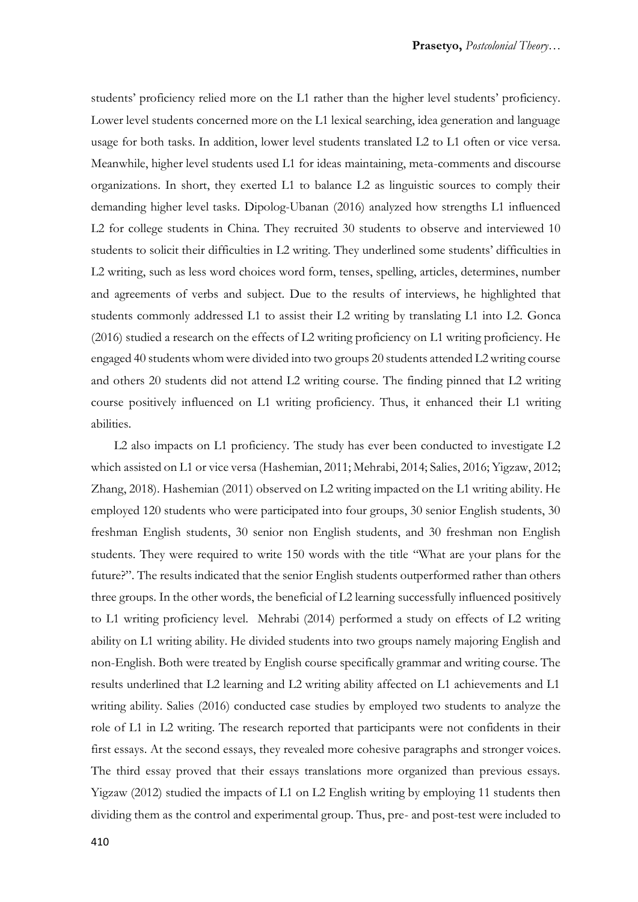students' proficiency relied more on the L1 rather than the higher level students' proficiency. Lower level students concerned more on the L1 lexical searching, idea generation and language usage for both tasks. In addition, lower level students translated L2 to L1 often or vice versa. Meanwhile, higher level students used L1 for ideas maintaining, meta-comments and discourse organizations. In short, they exerted L1 to balance L2 as linguistic sources to comply their demanding higher level tasks. Dipolog-Ubanan (2016) analyzed how strengths L1 influenced L2 for college students in China. They recruited 30 students to observe and interviewed 10 students to solicit their difficulties in L2 writing. They underlined some students' difficulties in L2 writing, such as less word choices word form, tenses, spelling, articles, determines, number and agreements of verbs and subject. Due to the results of interviews, he highlighted that students commonly addressed L1 to assist their L2 writing by translating L1 into L2. Gonca (2016) studied a research on the effects of L2 writing proficiency on L1 writing proficiency. He engaged 40 students whom were divided into two groups 20 students attended L2 writing course and others 20 students did not attend L2 writing course. The finding pinned that L2 writing course positively influenced on L1 writing proficiency. Thus, it enhanced their L1 writing abilities.

L2 also impacts on L1 proficiency. The study has ever been conducted to investigate L2 which assisted on L1 or vice versa (Hashemian, 2011; Mehrabi, 2014; Salies, 2016; Yigzaw, 2012; Zhang, 2018). Hashemian (2011) observed on L2 writing impacted on the L1 writing ability. He employed 120 students who were participated into four groups, 30 senior English students, 30 freshman English students, 30 senior non English students, and 30 freshman non English students. They were required to write 150 words with the title "What are your plans for the future?". The results indicated that the senior English students outperformed rather than others three groups. In the other words, the beneficial of L2 learning successfully influenced positively to L1 writing proficiency level. Mehrabi (2014) performed a study on effects of L2 writing ability on L1 writing ability. He divided students into two groups namely majoring English and non-English. Both were treated by English course specifically grammar and writing course. The results underlined that L2 learning and L2 writing ability affected on L1 achievements and L1 writing ability. Salies (2016) conducted case studies by employed two students to analyze the role of L1 in L2 writing. The research reported that participants were not confidents in their first essays. At the second essays, they revealed more cohesive paragraphs and stronger voices. The third essay proved that their essays translations more organized than previous essays. Yigzaw (2012) studied the impacts of L1 on L2 English writing by employing 11 students then dividing them as the control and experimental group. Thus, pre- and post-test were included to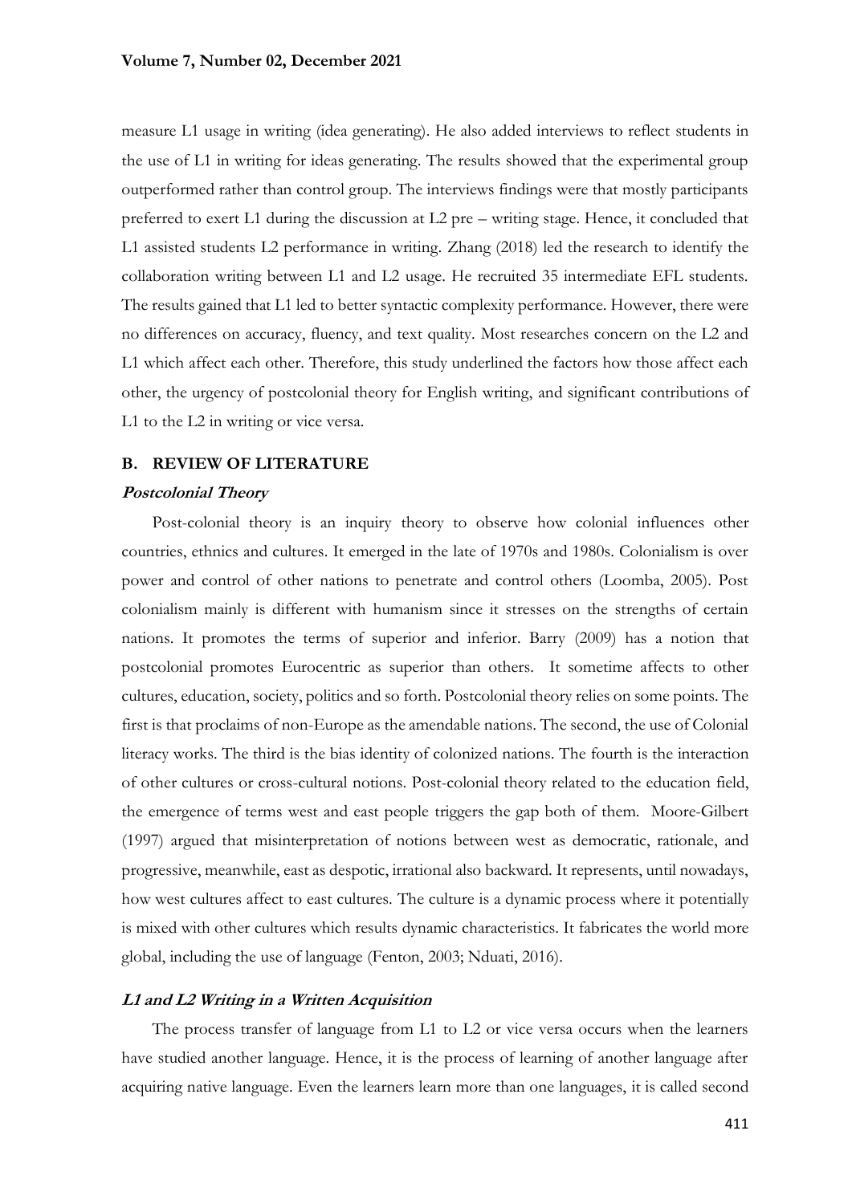measure L1 usage in writing (idea generating). He also added interviews to reflect students in the use of L1 in writing for ideas generating. The results showed that the experimental group outperformed rather than control group. The interviews findings were that mostly participants preferred to exert L1 during the discussion at L2 pre – writing stage. Hence, it concluded that L1 assisted students L2 performance in writing. Zhang (2018) led the research to identify the collaboration writing between L1 and L2 usage. He recruited 35 intermediate EFL students. The results gained that L1 led to better syntactic complexity performance. However, there were no differences on accuracy, fluency, and text quality. Most researches concern on the L2 and L1 which affect each other. Therefore, this study underlined the factors how those affect each other, the urgency of postcolonial theory for English writing, and significant contributions of L1 to the L2 in writing or vice versa.

## B. REVIEW OF LITERATURE

### *Postcolonial Theory*

Post-colonial theory is an inquiry theory to observe how colonial influences other countries, ethnics and cultures. It emerged in the late of 1970s and 1980s. Colonialism is over power and control of other nations to penetrate and control others (Loomba, 2005). Post colonialism mainly is different with humanism since it stresses on the strengths of certain nations. It promotes the terms of superior and inferior. Barry (2009) has a notion that postcolonial promotes Eurocentric as superior than others. It sometime affects to other cultures, education, society, politics and so forth. Postcolonial theory relies on some points. The first is that proclaims of non-Europe as the amendable nations. The second, the use of Colonial literacy works. The third is the bias identity of colonized nations. The fourth is the interaction of other cultures or cross-cultural notions. Post-colonial theory related to the education field, the emergence of terms west and east people triggers the gap both of them. Moore-Gilbert (1997) argued that misinterpretation of notions between west as democratic, rationale, and progressive, meanwhile, east as despotic, irrational also backward. It represents, until nowadays, how west cultures affect to east cultures. The culture is a dynamic process where it potentially is mixed with other cultures which results dynamic characteristics. It fabricates the world more global, including the use of language (Fenton, 2003; Nduati, 2016).

### *L1 and L2 Writing in a Written Acquisition*

The process transfer of language from L1 to L2 or vice versa occurs when the learners have studied another language. Hence, it is the process of learning of another language after acquiring native language. Even the learners learn more than one languages, it is called second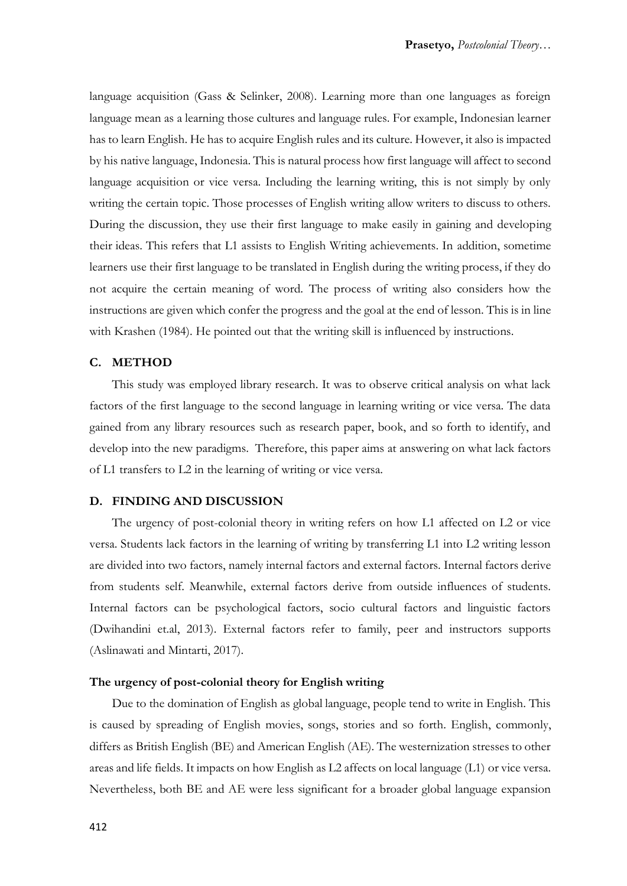language acquisition (Gass & Selinker, 2008). Learning more than one languages as foreign language mean as a learning those cultures and language rules. For example, Indonesian learner has to learn English. He has to acquire English rules and its culture. However, it also is impacted by his native language, Indonesia. This is natural process how first language will affect to second language acquisition or vice versa. Including the learning writing, this is not simply by only writing the certain topic. Those processes of English writing allow writers to discuss to others. During the discussion, they use their first language to make easily in gaining and developing their ideas. This refers that L1 assists to English Writing achievements. In addition, sometime learners use their first language to be translated in English during the writing process, if they do not acquire the certain meaning of word. The process of writing also considers how the instructions are given which confer the progress and the goal at the end of lesson. This is in line with Krashen (1984). He pointed out that the writing skill is influenced by instructions.

## C. METHOD

This study was employed library research. It was to observe critical analysis on what lack factors of the first language to the second language in learning writing or vice versa. The data gained from any library resources such as research paper, book, and so forth to identify, and develop into the new paradigms. Therefore, this paper aims at answering on what lack factors of L1 transfers to L2 in the learning of writing or vice versa.

## D. FINDING AND DISCUSSION

The urgency of post-colonial theory in writing refers on how L1 affected on L2 or vice versa. Students lack factors in the learning of writing by transferring L1 into L2 writing lesson are divided into two factors, namely internal factors and external factors. Internal factors derive from students self. Meanwhile, external factors derive from outside influences of students. Internal factors can be psychological factors, socio cultural factors and linguistic factors (Dwihandini et.al, 2013). External factors refer to family, peer and instructors supports (Aslinawati and Mintarti, 2017).

### The urgency of post-colonial theory for English writing

Due to the domination of English as global language, people tend to write in English. This is caused by spreading of English movies, songs, stories and so forth. English, commonly, differs as British English (BE) and American English (AE). The westernization stresses to other areas and life fields. It impacts on how English as L2 affects on local language (L1) or vice versa. Nevertheless, both BE and AE were less significant for a broader global language expansion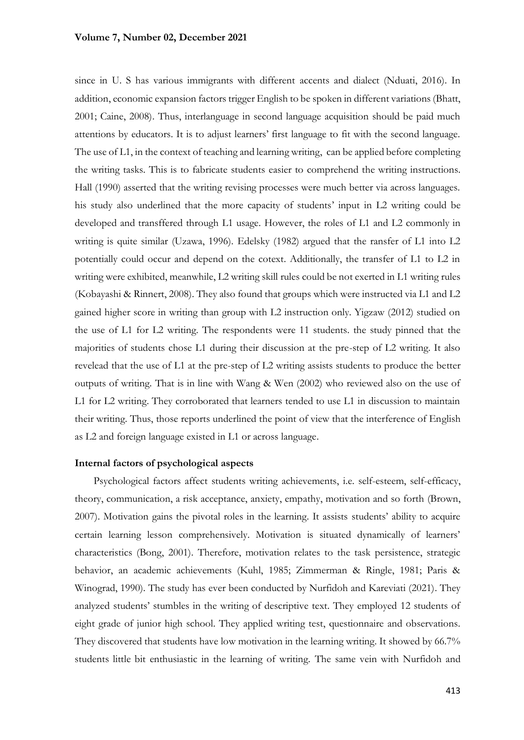since in U. S has various immigrants with different accents and dialect (Nduati, 2016). In addition, economic expansion factors trigger English to be spoken in different variations (Bhatt, 2001; Caine, 2008). Thus, interlanguage in second language acquisition should be paid much attentions by educators. It is to adjust learners' first language to fit with the second language. The use of L1, in the context of teaching and learning writing, can be applied before completing the writing tasks. This is to fabricate students easier to comprehend the writing instructions. Hall (1990) asserted that the writing revising processes were much better via across languages. his study also underlined that the more capacity of students' input in L2 writing could be developed and transffered through L1 usage. However, the roles of L1 and L2 commonly in writing is quite similar (Uzawa, 1996). Edelsky (1982) argued that the ransfer of L1 into L2 potentially could occur and depend on the cotext. Additionally, the transfer of L1 to L2 in writing were exhibited, meanwhile, L2 writing skill rules could be not exerted in L1 writing rules (Kobayashi & Rinnert, 2008). They also found that groups which were instructed via L1 and L2 gained higher score in writing than group with L2 instruction only. Yigzaw (2012) studied on the use of L1 for L2 writing. The respondents were 11 students. the study pinned that the majorities of students chose L1 during their discussion at the pre-step of L2 writing. It also revelead that the use of L1 at the pre-step of L2 writing assists students to produce the better outputs of writing. That is in line with Wang & Wen (2002) who reviewed also on the use of L1 for L2 writing. They corroborated that learners tended to use L1 in discussion to maintain their writing. Thus, those reports underlined the point of view that the interference of English as L2 and foreign language existed in L1 or across language.

**Internal factors of psychological aspects**

Psychological factors affect students writing achievements, i.e. self-esteem, self-efficacy, theory, communication, a risk acceptance, anxiety, empathy, motivation and so forth (Brown, 2007). Motivation gains the pivotal roles in the learning. It assists students' ability to acquire certain learning lesson comprehensively. Motivation is situated dynamically of learners' characteristics (Bong, 2001). Therefore, motivation relates to the task persistence, strategic behavior, an academic achievements (Kuhl, 1985; Zimmerman & Ringle, 1981; Paris & Winograd, 1990). The study has ever been conducted by Nurfidoh and Kareviati (2021). They analyzed students' stumbles in the writing of descriptive text. They employed 12 students of eight grade of junior high school. They applied writing test, questionnaire and observations. They discovered that students have low motivation in the learning writing. It showed by 66.7% students little bit enthusiastic in the learning of writing. The same vein with Nurfidoh and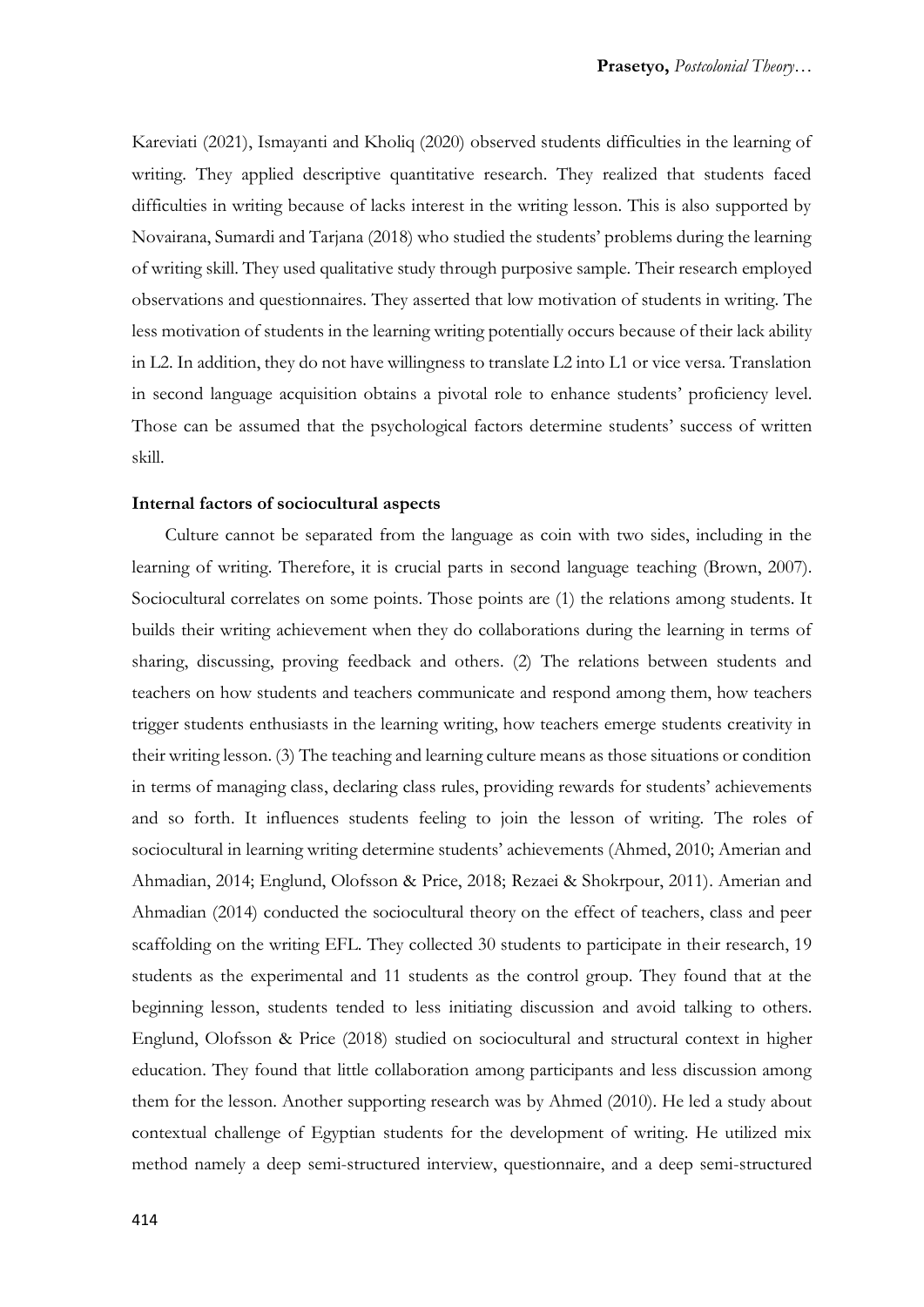Kareviati (2021), Ismayanti and Kholiq (2020) observed students difficulties in the learning of writing. They applied descriptive quantitative research. They realized that students faced difficulties in writing because of lacks interest in the writing lesson. This is also supported by Novairana, Sumardi and Tarjana (2018) who studied the students' problems during the learning of writing skill. They used qualitative study through purposive sample. Their research employed observations and questionnaires. They asserted that low motivation of students in writing. The less motivation of students in the learning writing potentially occurs because of their lack ability in L2. In addition, they do not have willingness to translate L2 into L1 or vice versa. Translation in second language acquisition obtains a pivotal role to enhance students' proficiency level. Those can be assumed that the psychological factors determine students' success of written skill.

**Internal factors of sociocultural aspects**

Culture cannot be separated from the language as coin with two sides, including in the learning of writing. Therefore, it is crucial parts in second language teaching (Brown, 2007). Sociocultural correlates on some points. Those points are (1) the relations among students. It builds their writing achievement when they do collaborations during the learning in terms of sharing, discussing, proving feedback and others. (2) The relations between students and teachers on how students and teachers communicate and respond among them, how teachers trigger students enthusiasts in the learning writing, how teachers emerge students creativity in their writing lesson. (3) The teaching and learning culture means as those situations or condition in terms of managing class, declaring class rules, providing rewards for students' achievements and so forth. It influences students feeling to join the lesson of writing. The roles of sociocultural in learning writing determine students' achievements (Ahmed, 2010; Amerian and Ahmadian, 2014; Englund, Olofsson & Price, 2018; Rezaei & Shokrpour, 2011). Amerian and Ahmadian (2014) conducted the sociocultural theory on the effect of teachers, class and peer scaffolding on the writing EFL. They collected 30 students to participate in their research, 19 students as the experimental and 11 students as the control group. They found that at the beginning lesson, students tended to less initiating discussion and avoid talking to others. Englund, Olofsson & Price (2018) studied on sociocultural and structural context in higher education. They found that little collaboration among participants and less discussion among them for the lesson. Another supporting research was by Ahmed (2010). He led a study about contextual challenge of Egyptian students for the development of writing. He utilized mix method namely a deep semi-structured interview, questionnaire, and a deep semi-structured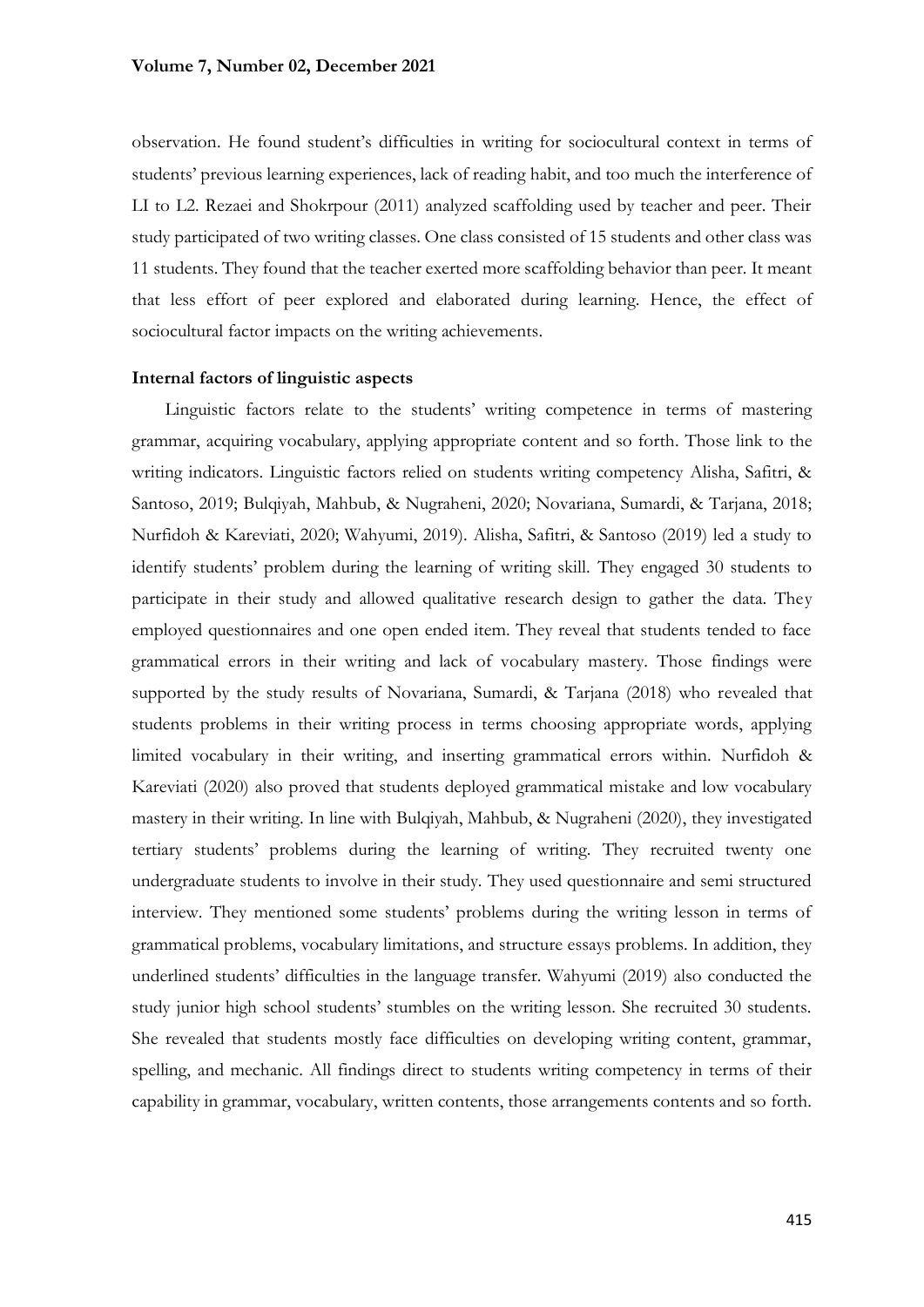observation. He found student's difficulties in writing for sociocultural context in terms of students' previous learning experiences, lack of reading habit, and too much the interference of LI to L2. Rezaei and Shokrpour (2011) analyzed scaffolding used by teacher and peer. Their study participated of two writing classes. One class consisted of 15 students and other class was 11 students. They found that the teacher exerted more scaffolding behavior than peer. It meant that less effort of peer explored and elaborated during learning. Hence, the effect of sociocultural factor impacts on the writing achievements.

**Internal factors of linguistic aspects**

Linguistic factors relate to the students' writing competence in terms of mastering grammar, acquiring vocabulary, applying appropriate content and so forth. Those link to the writing indicators. Linguistic factors relied on students writing competency Alisha, Safitri, & Santoso, 2019; Bulqiyah, Mahbub, & Nugraheni, 2020; Novariana, Sumardi, & Tarjana, 2018; Nurfidoh & Kareviati, 2020; Wahyumi, 2019). Alisha, Safitri, & Santoso (2019) led a study to identify students' problem during the learning of writing skill. They engaged 30 students to participate in their study and allowed qualitative research design to gather the data. They employed questionnaires and one open ended item. They reveal that students tended to face grammatical errors in their writing and lack of vocabulary mastery. Those findings were supported by the study results of Novariana, Sumardi, & Tarjana (2018) who revealed that students problems in their writing process in terms choosing appropriate words, applying limited vocabulary in their writing, and inserting grammatical errors within. Nurfidoh & Kareviati (2020) also proved that students deployed grammatical mistake and low vocabulary mastery in their writing. In line with Bulqiyah, Mahbub, & Nugraheni (2020), they investigated tertiary students' problems during the learning of writing. They recruited twenty one undergraduate students to involve in their study. They used questionnaire and semi structured interview. They mentioned some students' problems during the writing lesson in terms of grammatical problems, vocabulary limitations, and structure essays problems. In addition, they underlined students' difficulties in the language transfer. Wahyumi (2019) also conducted the study junior high school students' stumbles on the writing lesson. She recruited 30 students. She revealed that students mostly face difficulties on developing writing content, grammar, spelling, and mechanic. All findings direct to students writing competency in terms of their capability in grammar, vocabulary, written contents, those arrangements contents and so forth.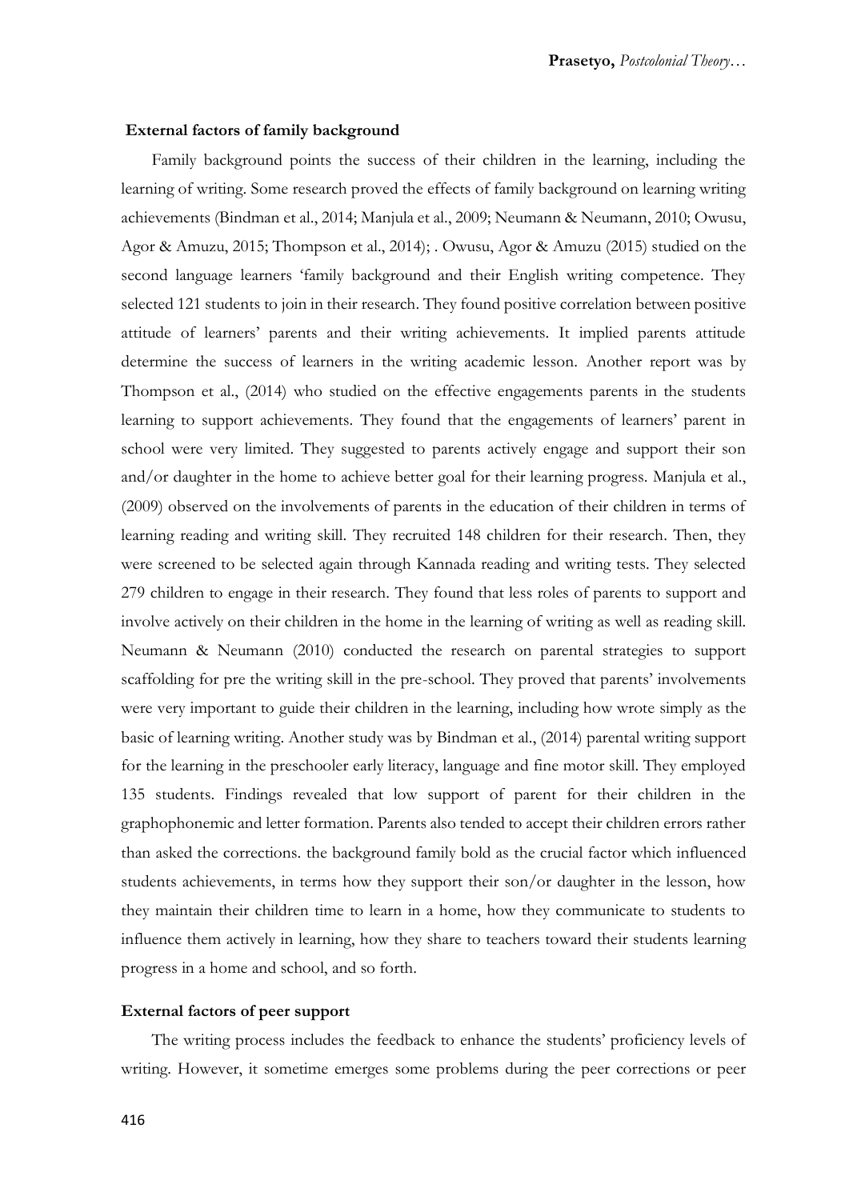### External factors of family background

Family background points the success of their children in the learning, including the learning of writing. Some research proved the effects of family background on learning writing achievements (Bindman et al., 2014; Manjula et al., 2009; Neumann & Neumann, 2010; Owusu, Agor & Amuzu, 2015; Thompson et al., 2014); . Owusu, Agor & Amuzu (2015) studied on the second language learners 'family background and their English writing competence. They selected 121 students to join in their research. They found positive correlation between positive attitude of learners' parents and their writing achievements. It implied parents attitude determine the success of learners in the writing academic lesson. Another report was by Thompson et al., (2014) who studied on the effective engagements parents in the students learning to support achievements. They found that the engagements of learners' parent in school were very limited. They suggested to parents actively engage and support their son and/or daughter in the home to achieve better goal for their learning progress. Manjula et al., (2009) observed on the involvements of parents in the education of their children in terms of learning reading and writing skill. They recruited 148 children for their research. Then, they were screened to be selected again through Kannada reading and writing tests. They selected 279 children to engage in their research. They found that less roles of parents to support and involve actively on their children in the home in the learning of writing as well as reading skill. Neumann & Neumann (2010) conducted the research on parental strategies to support scaffolding for pre the writing skill in the pre-school. They proved that parents' involvements were very important to guide their children in the learning, including how wrote simply as the basic of learning writing. Another study was by Bindman et al., (2014) parental writing support for the learning in the preschooler early literacy, language and fine motor skill. They employed 135 students. Findings revealed that low support of parent for their children in the graphophonemic and letter formation. Parents also tended to accept their children errors rather than asked the corrections. the background family bold as the crucial factor which influenced students achievements, in terms how they support their son/or daughter in the lesson, how they maintain their children time to learn in a home, how they communicate to students to influence them actively in learning, how they share to teachers toward their students learning progress in a home and school, and so forth.

### External factors of peer support

The writing process includes the feedback to enhance the students' proficiency levels of writing. However, it sometime emerges some problems during the peer corrections or peer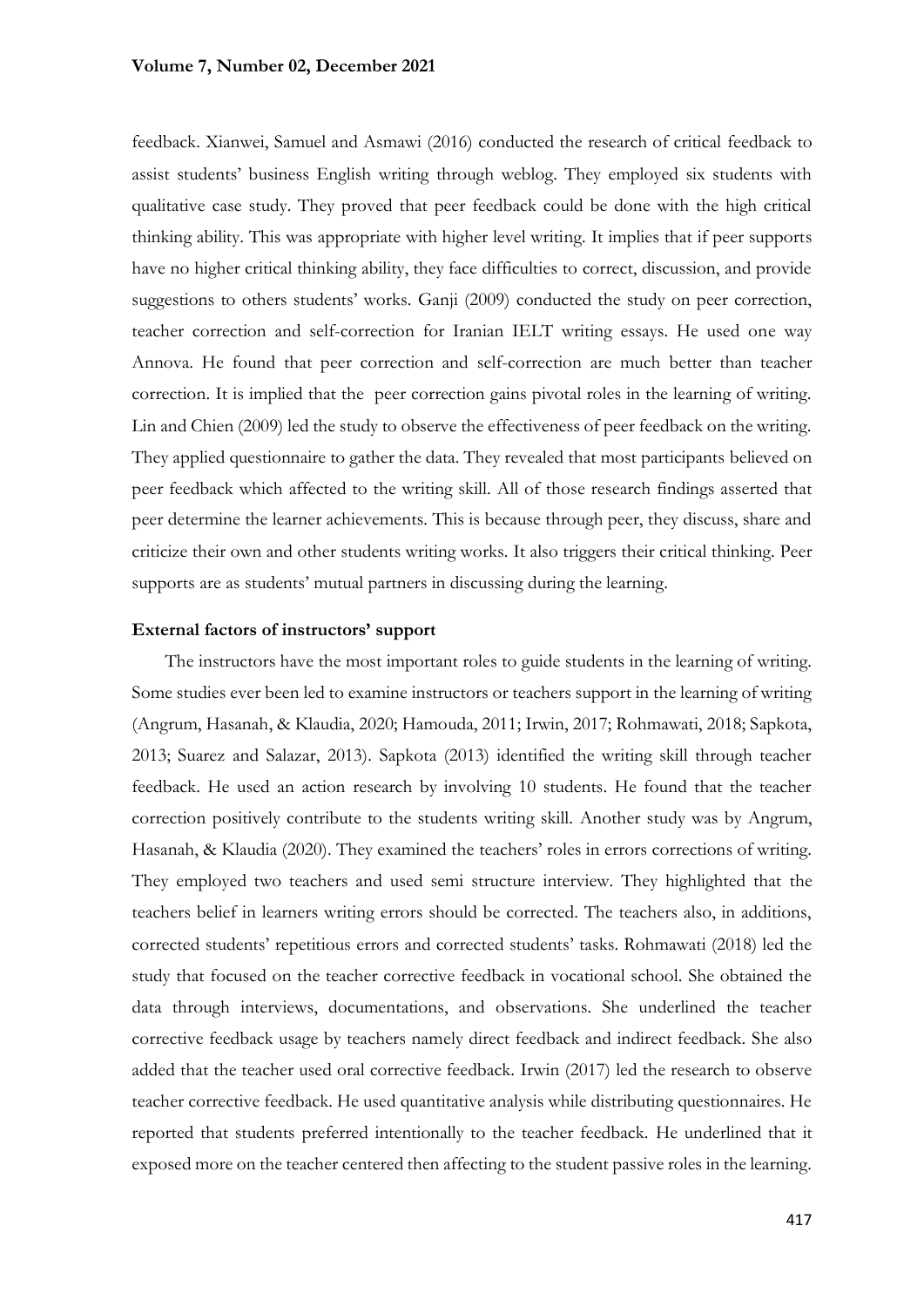feedback. Xianwei, Samuel and Asmawi (2016) conducted the research of critical feedback to assist students' business English writing through weblog. They employed six students with qualitative case study. They proved that peer feedback could be done with the high critical thinking ability. This was appropriate with higher level writing. It implies that if peer supports have no higher critical thinking ability, they face difficulties to correct, discussion, and provide suggestions to others students' works. Ganji (2009) conducted the study on peer correction, teacher correction and self-correction for Iranian IELT writing essays. He used one way Annova. He found that peer correction and self-correction are much better than teacher correction. It is implied that the peer correction gains pivotal roles in the learning of writing. Lin and Chien (2009) led the study to observe the effectiveness of peer feedback on the writing. They applied questionnaire to gather the data. They revealed that most participants believed on peer feedback which affected to the writing skill. All of those research findings asserted that peer determine the learner achievements. This is because through peer, they discuss, share and criticize their own and other students writing works. It also triggers their critical thinking. Peer supports are as students' mutual partners in discussing during the learning.

**External factors of instructors' support**

The instructors have the most important roles to guide students in the learning of writing. Some studies ever been led to examine instructors or teachers support in the learning of writing (Angrum, Hasanah, & Klaudia, 2020; Hamouda, 2011; Irwin, 2017; Rohmawati, 2018; Sapkota, 2013; Suarez and Salazar, 2013). Sapkota (2013) identified the writing skill through teacher feedback. He used an action research by involving 10 students. He found that the teacher correction positively contribute to the students writing skill. Another study was by Angrum, Hasanah, & Klaudia (2020). They examined the teachers' roles in errors corrections of writing. They employed two teachers and used semi structure interview. They highlighted that the teachers belief in learners writing errors should be corrected. The teachers also, in additions, corrected students' repetitious errors and corrected students' tasks. Rohmawati (2018) led the study that focused on the teacher corrective feedback in vocational school. She obtained the data through interviews, documentations, and observations. She underlined the teacher corrective feedback usage by teachers namely direct feedback and indirect feedback. She also added that the teacher used oral corrective feedback. Irwin (2017) led the research to observe teacher corrective feedback. He used quantitative analysis while distributing questionnaires. He reported that students preferred intentionally to the teacher feedback. He underlined that it exposed more on the teacher centered then affecting to the student passive roles in the learning.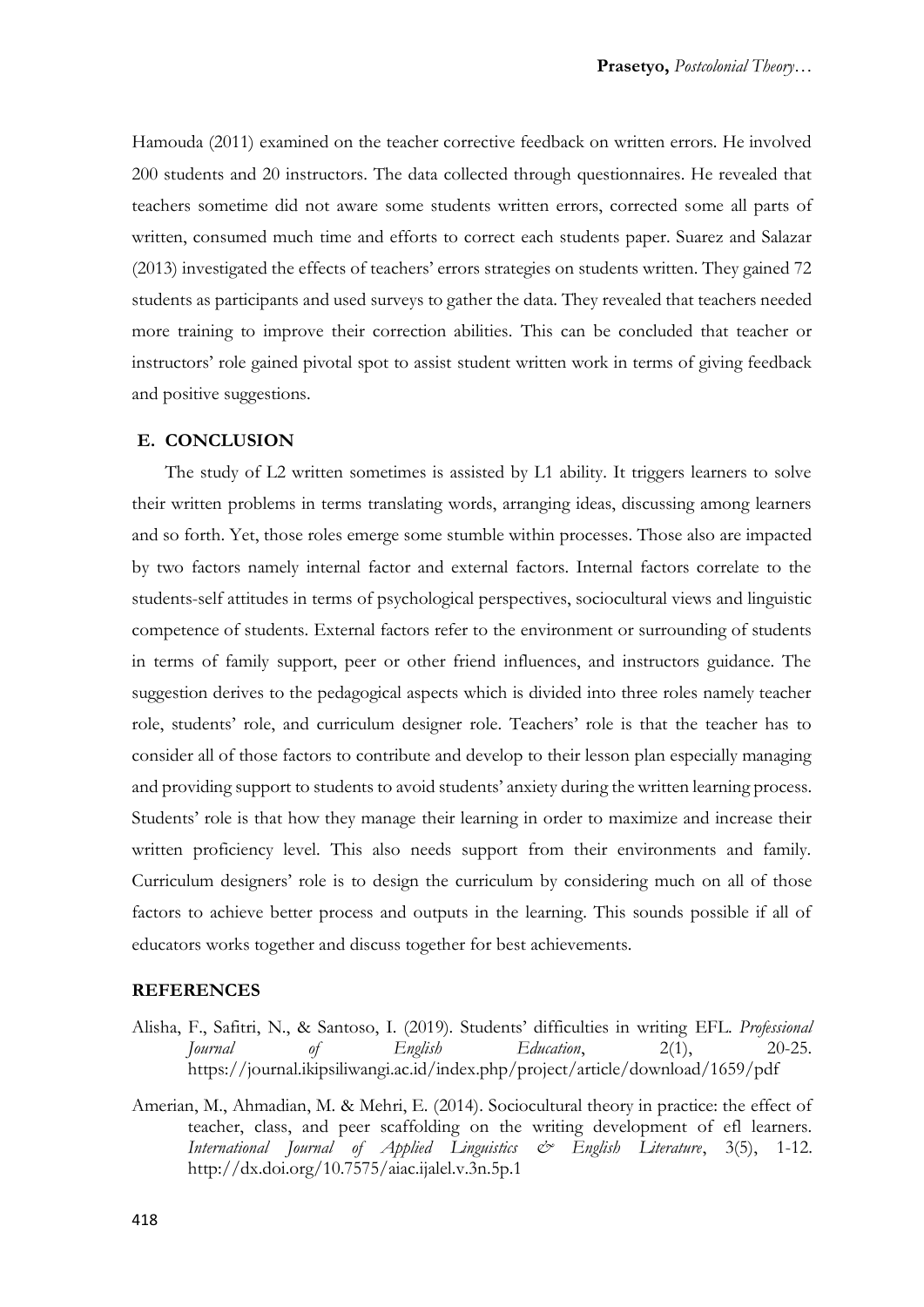Hamouda (2011) examined on the teacher corrective feedback on written errors. He involved 200 students and 20 instructors. The data collected through questionnaires. He revealed that teachers sometime did not aware some students written errors, corrected some all parts of written, consumed much time and efforts to correct each students paper. Suarez and Salazar (2013) investigated the effects of teachers' errors strategies on students written. They gained 72 students as participants and used surveys to gather the data. They revealed that teachers needed more training to improve their correction abilities. This can be concluded that teacher or instructors' role gained pivotal spot to assist student written work in terms of giving feedback and positive suggestions.

## E. CONCLUSION

The study of L2 written sometimes is assisted by L1 ability. It triggers learners to solve their written problems in terms translating words, arranging ideas, discussing among learners and so forth. Yet, those roles emerge some stumble within processes. Those also are impacted by two factors namely internal factor and external factors. Internal factors correlate to the students-self attitudes in terms of psychological perspectives, sociocultural views and linguistic competence of students. External factors refer to the environment or surrounding of students in terms of family support, peer or other friend influences, and instructors guidance. The suggestion derives to the pedagogical aspects which is divided into three roles namely teacher role, students' role, and curriculum designer role. Teachers' role is that the teacher has to consider all of those factors to contribute and develop to their lesson plan especially managing and providing support to students to avoid students' anxiety during the written learning process. Students' role is that how they manage their learning in order to maximize and increase their written proficiency level. This also needs support from their environments and family. Curriculum designers' role is to design the curriculum by considering much on all of those factors to achieve better process and outputs in the learning. This sounds possible if all of educators works together and discuss together for best achievements.

## REFERENCES

Alisha, F., Safitri, N., & Santoso, I. (2019). Students' difficulties in writing EFL. *Professional Journal of English Education*, 2(1), 20-25. https://journal.ikipsiliwangi.ac.id/index.php/project/article/download/1659/pdf

Amerian, M., Ahmadian, M. & Mehri, E. (2014). Sociocultural theory in practice: the effect of teacher, class, and peer scaffolding on the writing development of efl learners. *International Journal of Applied Linguistics & English Literature*, 3(5), 1-12. http://dx.doi.org/10.7575/aiac.ijalel.v.3n.5p.1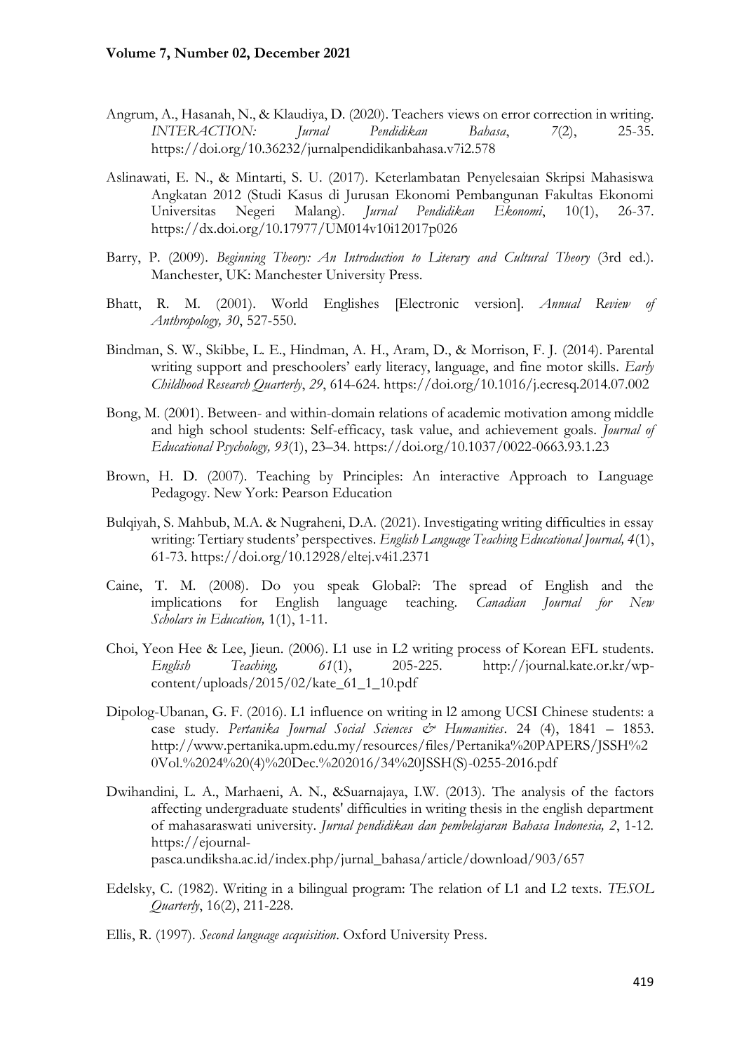Angrum, A., Hasanah, N., & Klaudiya, D. (2020). Teachers views on error correction in writing. *INTERACTION: Jurnal Pendidikan Bahasa*, *7*(2), 25-35. https://doi.org/10.36232/jurnalpendidikanbahasa.v7i2.578

Aslinawati, E. N., & Mintarti, S. U. (2017). Keterlambatan Penyelesaian Skripsi Mahasiswa Angkatan 2012 (Studi Kasus di Jurusan Ekonomi Pembangunan Fakultas Ekonomi Universitas Negeri Malang). *Jurnal Pendidikan Ekonomi*, 10(1), 26-37. https://dx.doi.org/10.17977/UM014v10i12017p026

Barry, P. (2009). *Beginning Theory: An Introduction to Literary and Cultural Theory* (3rd ed.). Manchester, UK: Manchester University Press.

Bhatt, R. M. (2001). World Englishes [Electronic version]. *Annual Review of Anthropology, 30*, 527-550.

Bindman, S. W., Skibbe, L. E., Hindman, A. H., Aram, D., & Morrison, F. J. (2014). Parental writing support and preschoolers' early literacy, language, and fine motor skills. *Early Childhood Research Quarterly*, *29*, 614-624. https://doi.org/10.1016/j.ecresq.2014.07.002

Bong, M. (2001). Between- and within-domain relations of academic motivation among middle and high school students: Self-efficacy, task value, and achievement goals. *Journal of Educational Psychology, 93*(1), 23–34. https://doi.org/10.1037/0022-0663.93.1.23

Brown, H. D. (2007). Teaching by Principles: An interactive Approach to Language Pedagogy. New York: Pearson Education

Bulqiyah, S. Mahbub, M.A. & Nugraheni, D.A. (2021). Investigating writing difficulties in essay writing: Tertiary students' perspectives. *English Language Teaching Educational Journal, 4*(1), 61-73. https://doi.org/10.12928/eltej.v4i1.2371

Caine, T. M. (2008). Do you speak Global?: The spread of English and the implications for English language teaching. *Canadian Journal for New Scholars in Education,* 1(1), 1-11.

Choi, Yeon Hee & Lee, Jieun. (2006). L1 use in L2 writing process of Korean EFL students. *English Teaching, 61*(1), 205-225. http://journal.kate.or.kr/wp-content/uploads/2015/02/kate_61_1_10.pdf

Dipolog-Ubanan, G. F. (2016). L1 influence on writing in l2 among UCSI Chinese students: a case study. *Pertanika Journal Social Sciences & Humanities*. 24 (4), 1841 – 1853. http://www.pertanika.upm.edu.my/resources/files/Pertanika%20PAPERS/JSSH%20Vol.%2024%20(4)%20Dec.%202016/34%20JSSH(S)-0255-2016.pdf

Dwihandini, L. A., Marhaeni, A. N., &Suarnajaya, I.W. (2013). The analysis of the factors affecting undergraduate students' difficulties in writing thesis in the english department of mahasaraswati university. *Jurnal pendidikan dan pembelajaran Bahasa Indonesia, 2*, 1-12. https://ejournal-pasca.undiksha.ac.id/index.php/jurnal_bahasa/article/download/903/657

Edelsky, C. (1982). Writing in a bilingual program: The relation of L1 and L2 texts. *TESOL Quarterly*, 16(2), 211-228.

Ellis, R. (1997). *Second language acquisition*. Oxford University Press.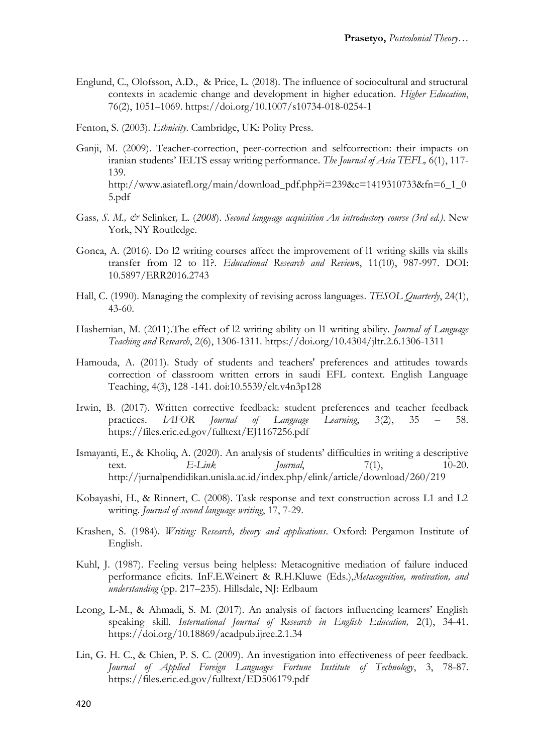Englund, C., Olofsson, A.D., & Price, L. (2018). The influence of sociocultural and structural contexts in academic change and development in higher education. *Higher Education*, 76(2), 1051–1069. https://doi.org/10.1007/s10734-018-0254-1

Fenton, S. (2003). *Ethnicity*. Cambridge, UK: Polity Press.

Ganji, M. (2009). Teacher-correction, peer-correction and selfcorrection: their impacts on iranian students' IELTS essay writing performance. *The Journal of Asia TEFL,* 6(1), 117-139. http://www.asiatefl.org/main/download_pdf.php?i=239&c=1419310733&fn=6_1_05.pdf

Gass*, S. M., &* Selinker*,* L. (*2008*). *Second language acquisition An introductory course (3rd ed.)*. New York, NY Routledge.

Gonca, A. (2016). Do l2 writing courses affect the improvement of l1 writing skills via skills transfer from l2 to l1?. *Educational Research and Review*s, 11(10), 987-997. DOI: 10.5897/ERR2016.2743

Hall, C. (1990). Managing the complexity of revising across languages. *TESOL Quarterly*, 24(1), 43-60.

Hashemian, M. (2011).The effect of l2 writing ability on l1 writing ability. *Journal of Language Teaching and Research*, 2(6), 1306-1311. https://doi.org/10.4304/jltr.2.6.1306-1311

Hamouda, A. (2011). Study of students and teachers' preferences and attitudes towards correction of classroom written errors in saudi EFL context. English Language Teaching, 4(3), 128 -141. doi:10.5539/elt.v4n3p128

Irwin, B. (2017). Written corrective feedback: student preferences and teacher feedback practices. *IAFOR Journal of Language Learning*, 3(2), 35 – 58. https://files.eric.ed.gov/fulltext/EJ1167256.pdf

Ismayanti, E., & Kholiq, A. (2020). An analysis of students' difficulties in writing a descriptive text. *E-Link Journal*, 7(1), 10-20. http://jurnalpendidikan.unisla.ac.id/index.php/elink/article/download/260/219

Kobayashi, H., & Rinnert, C. (2008). Task response and text construction across L1 and L2 writing. *Journal of second language writing*, 17, 7-29.

Krashen, S. (1984). *Writing: Research, theory and applications*. Oxford: Pergamon Institute of English.

Kuhl, J. (1987). Feeling versus being helpless: Metacognitive mediation of failure induced performance eficits. InF.E.Weinert & R.H.Kluwe (Eds.),*Metacognition, motivation, and understanding* (pp. 217–235). Hillsdale, NJ: Erlbaum

Leong, L-M., & Ahmadi, S. M. (2017). An analysis of factors influencing learners' English speaking skill. *International Journal of Research in English Education,* 2(1), 34-41. https://doi.org/10.18869/acadpub.ijree.2.1.34

Lin, G. H. C., & Chien, P. S. C. (2009). An investigation into effectiveness of peer feedback. *Journal of Applied Foreign Languages Fortune Institute of Technology*, 3, 78-87. https://files.eric.ed.gov/fulltext/ED506179.pdf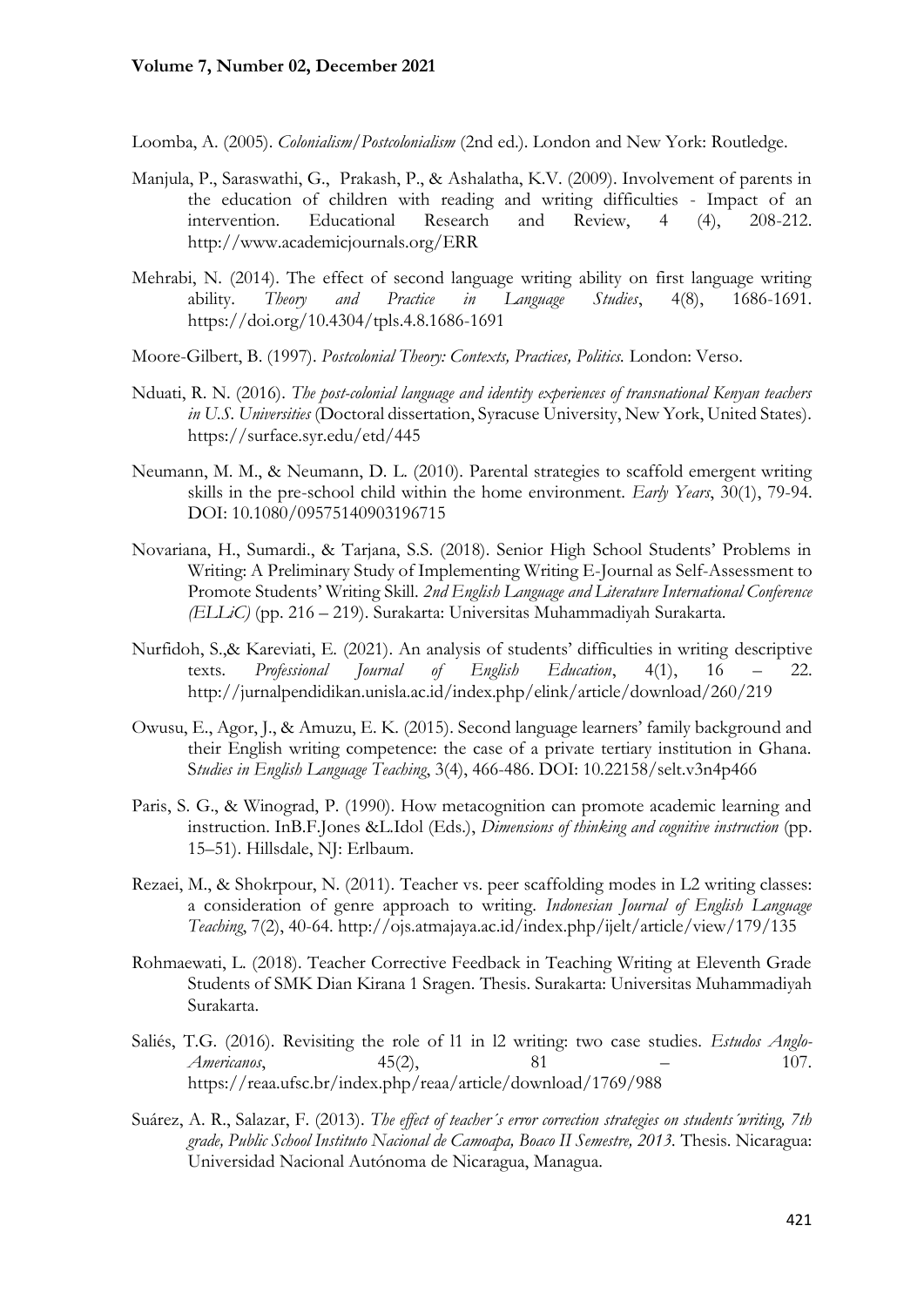Loomba, A. (2005). *Colonialism/Postcolonialism* (2nd ed.). London and New York: Routledge.

Manjula, P., Saraswathi, G., Prakash, P., & Ashalatha, K.V. (2009). Involvement of parents in the education of children with reading and writing difficulties - Impact of an intervention. Educational Research and Review, 4 (4), 208-212. http://www.academicjournals.org/ERR

Mehrabi, N. (2014). The effect of second language writing ability on first language writing ability. *Theory and Practice in Language Studies*, 4(8), 1686-1691. https://doi.org/10.4304/tpls.4.8.1686-1691

Moore-Gilbert, B. (1997). *Postcolonial Theory: Contexts, Practices, Politics.* London: Verso.

Nduati, R. N. (2016). *The post-colonial language and identity experiences of transnational Kenyan teachers in U.S. Universities* (Doctoral dissertation, Syracuse University, New York, United States). https://surface.syr.edu/etd/445

Neumann, M. M., & Neumann, D. L. (2010). Parental strategies to scaffold emergent writing skills in the pre-school child within the home environment. *Early Years*, 30(1), 79-94. DOI: 10.1080/09575140903196715

Novariana, H., Sumardi., & Tarjana, S.S. (2018). Senior High School Students' Problems in Writing: A Preliminary Study of Implementing Writing E-Journal as Self-Assessment to Promote Students' Writing Skill. *2nd English Language and Literature International Conference (ELLiC)* (pp. 216 – 219). Surakarta: Universitas Muhammadiyah Surakarta.

Nurfidoh, S.,& Kareviati, E. (2021). An analysis of students' difficulties in writing descriptive texts. *Professional Journal of English Education*, 4(1), 16 – 22. http://jurnalpendidikan.unisla.ac.id/index.php/elink/article/download/260/219

Owusu, E., Agor, J., & Amuzu, E. K. (2015). Second language learners' family background and their English writing competence: the case of a private tertiary institution in Ghana. S*tudies in English Language Teaching*, 3(4), 466-486. DOI: 10.22158/selt.v3n4p466

Paris, S. G., & Winograd, P. (1990). How metacognition can promote academic learning and instruction. InB.F.Jones &L.Idol (Eds.), *Dimensions of thinking and cognitive instruction* (pp. 15–51). Hillsdale, NJ: Erlbaum.

Rezaei, M., & Shokrpour, N. (2011). Teacher vs. peer scaffolding modes in L2 writing classes: a consideration of genre approach to writing. *Indonesian Journal of English Language Teaching*, 7(2), 40-64. http://ojs.atmajaya.ac.id/index.php/ijelt/article/view/179/135

Rohmaewati, L. (2018). Teacher Corrective Feedback in Teaching Writing at Eleventh Grade Students of SMK Dian Kirana 1 Sragen. Thesis. Surakarta: Universitas Muhammadiyah Surakarta.

Saliés, T.G. (2016). Revisiting the role of l1 in l2 writing: two case studies. *Estudos Anglo-Americanos*, 45(2), 81 – 107. https://reaa.ufsc.br/index.php/reaa/article/download/1769/988

Suárez, A. R., Salazar, F. (2013). *The effect of teacher´s error correction strategies on students´writing, 7th grade, Public School Instituto Nacional de Camoapa, Boaco II Semestre, 2013.* Thesis. Nicaragua: Universidad Nacional Autónoma de Nicaragua, Managua.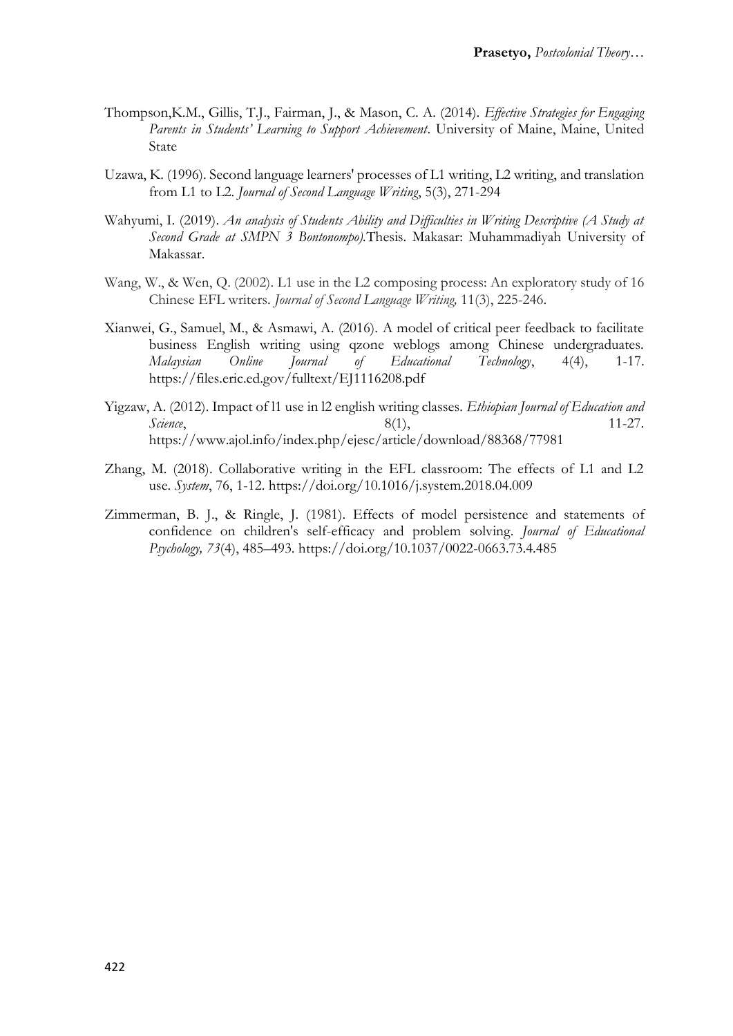Thompson,K.M., Gillis, T.J., Fairman, J., & Mason, C. A. (2014). *Effective Strategies for Engaging Parents in Students' Learning to Support Achievement*. University of Maine, Maine, United State

Uzawa, K. (1996). Second language learners' processes of L1 writing, L2 writing, and translation from L1 to L2. *Journal of Second Language Writing*, 5(3), 271-294

Wahyumi, I. (2019). *An analysis of Students Ability and Difficulties in Writing Descriptive (A Study at Second Grade at SMPN 3 Bontonompo)*.Thesis. Makasar: Muhammadiyah University of Makassar.

Wang, W., & Wen, Q. (2002). L1 use in the L2 composing process: An exploratory study of 16 Chinese EFL writers. *Journal of Second Language Writing,* 11(3), 225-246.

Xianwei, G., Samuel, M., & Asmawi, A. (2016). A model of critical peer feedback to facilitate business English writing using qzone weblogs among Chinese undergraduates. *Malaysian Online Journal of Educational Technology*, 4(4), 1-17. https://files.eric.ed.gov/fulltext/EJ1116208.pdf

Yigzaw, A. (2012). Impact of l1 use in l2 english writing classes. *Ethiopian Journal of Education and Science*, 8(1), 11-27. https://www.ajol.info/index.php/ejesc/article/download/88368/77981

Zhang, M. (2018). Collaborative writing in the EFL classroom: The effects of L1 and L2 use. *System*, 76, 1-12. https://doi.org/10.1016/j.system.2018.04.009

Zimmerman, B. J., & Ringle, J. (1981). Effects of model persistence and statements of confidence on children's self-efficacy and problem solving. *Journal of Educational Psychology, 73*(4), 485–493. https://doi.org/10.1037/0022-0663.73.4.485